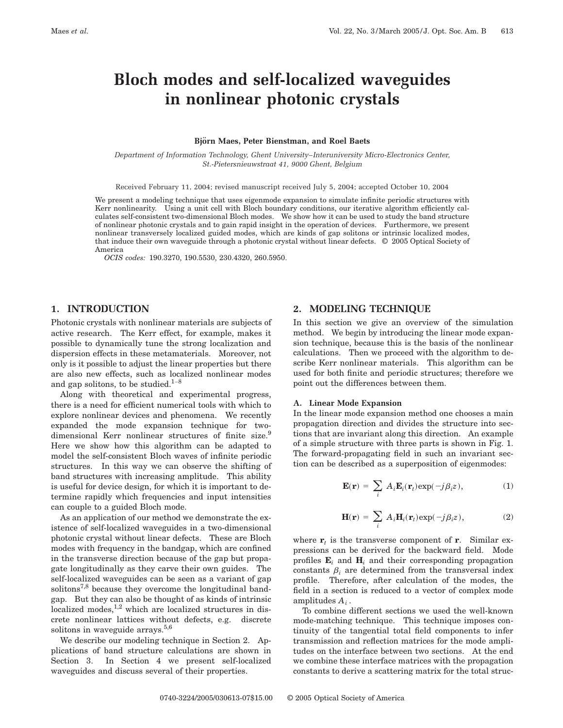# Bloch modes and self-localized waveguides in nonlinear photonic crystals

**Björn Maes, Peter Bienstman, and Roel Baets**

*Department of Information Technology, Ghent University–Interuniversity Micro-Electronics Center, St.-Pietersnieuwstraat 41, 9000 Ghent, Belgium*

Received February 11, 2004; revised manuscript received July 5, 2004; accepted October 10, 2004

We present a modeling technique that uses eigenmode expansion to simulate infinite periodic structures with Kerr nonlinearity. Using a unit cell with Bloch boundary conditions, our iterative algorithm efficiently calculates self-consistent two-dimensional Bloch modes. We show how it can be used to study the band structure of nonlinear photonic crystals and to gain rapid insight in the operation of devices. Furthermore, we present nonlinear transversely localized guided modes, which are kinds of gap solitons or intrinsic localized modes, that induce their own waveguide through a photonic crystal without linear defects. © 2005 Optical Society of America

*OCIS codes:* 190.3270, 190.5530, 230.4320, 260.5950.

## 1. INTRODUCTION

Photonic crystals with nonlinear materials are subjects of active research. The Kerr effect, for example, makes it possible to dynamically tune the strong localization and dispersion effects in these metamaterials. Moreover, not only is it possible to adjust the linear properties but there are also new effects, such as localized nonlinear modes and gap solitons, to be studied.[1–8]

Along with theoretical and experimental progress, there is a need for efficient numerical tools with which to explore nonlinear devices and phenomena. We recently expanded the mode expansion technique for two-dimensional Kerr nonlinear structures of finite size.[9] Here we show how this algorithm can be adapted to model the self-consistent Bloch waves of infinite periodic structures. In this way we can observe the shifting of band structures with increasing amplitude. This ability is useful for device design, for which it is important to determine rapidly which frequencies and input intensities can couple to a guided Bloch mode.

As an application of our method we demonstrate the existence of self-localized waveguides in a two-dimensional photonic crystal without linear defects. These are Bloch modes with frequency in the bandgap, which are confined in the transverse direction because of the gap but propagate longitudinally as they carve their own guides. The self-localized waveguides can be seen as a variant of gap solitons[7,8] because they overcome the longitudinal bandgap. But they can also be thought of as kinds of intrinsic localized modes,[1,2] which are localized structures in discrete nonlinear lattices without defects, e.g. discrete solitons in waveguide arrays.[5,6]

We describe our modeling technique in Section 2. Applications of band structure calculations are shown in Section 3. In Section 4 we present self-localized waveguides and discuss several of their properties.

## 2. MODELING TECHNIQUE

In this section we give an overview of the simulation method. We begin by introducing the linear mode expansion technique, because this is the basis of the nonlinear calculations. Then we proceed with the algorithm to describe Kerr nonlinear materials. This algorithm can be used for both finite and periodic structures; therefore we point out the differences between them.

### A. Linear Mode Expansion

In the linear mode expansion method one chooses a main propagation direction and divides the structure into sections that are invariant along this direction. An example of a simple structure with three parts is shown in Fig. 1. The forward-propagating field in such an invariant section can be described as a superposition of eigenmodes:

$$\mathbf{E}(\mathbf{r}) = \sum_i A_i \mathbf{E}_i(\mathbf{r}_t)\exp(-j\beta_i z), \tag{1}$$

$$\mathbf{H}(\mathbf{r}) = \sum_i A_i \mathbf{H}_i(\mathbf{r}_t)\exp(-j\beta_i z), \tag{2}$$

where $\mathbf{r}_t$ is the transverse component of $\mathbf{r}$. Similar expressions can be derived for the backward field. Mode profiles $\mathbf{E}_i$ and $\mathbf{H}_i$ and their corresponding propagation constants $\beta_i$ are determined from the transversal index profile. Therefore, after calculation of the modes, the field in a section is reduced to a vector of complex mode amplitudes $A_i$.

To combine different sections we used the well-known mode-matching technique. This technique imposes continuity of the tangential total field components to infer transmission and reflection matrices for the mode amplitudes on the interface between two sections. At the end we combine these interface matrices with the propagation constants to derive a scattering matrix for the total struc-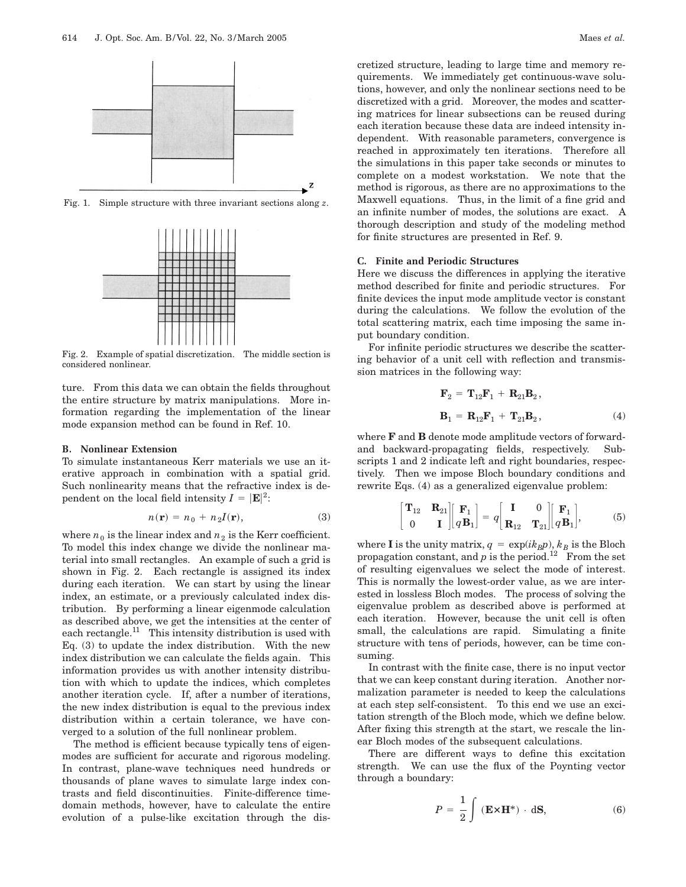Fig. 1. Simple structure with three invariant sections along $z$.

Fig. 2. Example of spatial discretization. The middle section is considered nonlinear.

ture. From this data we can obtain the fields throughout the entire structure by matrix manipulations. More information regarding the implementation of the linear mode expansion method can be found in Ref. 10.

### B. Nonlinear Extension

To simulate instantaneous Kerr materials we use an iterative approach in combination with a spatial grid. Such nonlinearity means that the refractive index is dependent on the local field intensity $I = |\mathbf{E}|^2$:

$$n(\mathbf{r}) = n_0 + n_2 I(\mathbf{r}), \tag{3}$$

where $n_0$ is the linear index and $n_2$ is the Kerr coefficient. To model this index change we divide the nonlinear material into small rectangles. An example of such a grid is shown in Fig. 2. Each rectangle is assigned its index during each iteration. We can start by using the linear index, an estimate, or a previously calculated index distribution. By performing a linear eigenmode calculation as described above, we get the intensities at the center of each rectangle.[11] This intensity distribution is used with Eq. (3) to update the index distribution. With the new index distribution we can calculate the fields again. This information provides us with another intensity distribution with which to update the indices, which completes another iteration cycle. If, after a number of iterations, the new index distribution is equal to the previous index distribution within a certain tolerance, we have converged to a solution of the full nonlinear problem.

The method is efficient because typically tens of eigenmodes are sufficient for accurate and rigorous modeling. In contrast, plane-wave techniques need hundreds or thousands of plane waves to simulate large index contrasts and field discontinuities. Finite-difference time-domain methods, however, have to calculate the entire evolution of a pulse-like excitation through the discretized structure, leading to large time and memory requirements. We immediately get continuous-wave solutions, however, and only the nonlinear sections need to be discretized with a grid. Moreover, the modes and scattering matrices for linear subsections can be reused during each iteration because these data are indeed intensity independent. With reasonable parameters, convergence is reached in approximately ten iterations. Therefore all the simulations in this paper take seconds or minutes to complete on a modest workstation. We note that the method is rigorous, as there are no approximations to the Maxwell equations. Thus, in the limit of a fine grid and an infinite number of modes, the solutions are exact. A thorough description and study of the modeling method for finite structures are presented in Ref. 9.

### C. Finite and Periodic Structures

Here we discuss the differences in applying the iterative method described for finite and periodic structures. For finite devices the input mode amplitude vector is constant during the calculations. We follow the evolution of the total scattering matrix, each time imposing the same input boundary condition.

For infinite periodic structures we describe the scattering behavior of a unit cell with reflection and transmission matrices in the following way:

$$\begin{aligned} \mathbf{F}_2 &= \mathbf{T}_{12}\mathbf{F}_1 + \mathbf{R}_{21}\mathbf{B}_2, \\ \mathbf{B}_1 &= \mathbf{R}_{12}\mathbf{F}_1 + \mathbf{T}_{21}\mathbf{B}_2, \end{aligned} \tag{4}$$

where $\mathbf{F}$ and $\mathbf{B}$ denote mode amplitude vectors of forward- and backward-propagating fields, respectively. Subscripts 1 and 2 indicate left and right boundaries, respectively. Then we impose Bloch boundary conditions and rewrite Eqs. (4) as a generalized eigenvalue problem:

$$\begin{bmatrix} \mathbf{T}_{12} & \mathbf{R}_{21} \\ 0 & \mathbf{I} \end{bmatrix} \begin{bmatrix} \mathbf{F}_1 \\ q\mathbf{B}_1 \end{bmatrix} = q \begin{bmatrix} \mathbf{I} & 0 \\ \mathbf{R}_{12} & \mathbf{T}_{21} \end{bmatrix} \begin{bmatrix} \mathbf{F}_1 \\ q\mathbf{B}_1 \end{bmatrix}, \tag{5}$$

where $\mathbf{I}$ is the unity matrix, $q = \exp(ik_B p)$, $k_B$ is the Bloch propagation constant, and $p$ is the period.[12] From the set of resulting eigenvalues we select the mode of interest. This is normally the lowest-order value, as we are interested in lossless Bloch modes. The process of solving the eigenvalue problem as described above is performed at each iteration. However, because the unit cell is often small, the calculations are rapid. Simulating a finite structure with tens of periods, however, can be time consuming.

In contrast with the finite case, there is no input vector that we can keep constant during iteration. Another normalization parameter is needed to keep the calculations at each step self-consistent. To this end we use an excitation strength of the Bloch mode, which we define below. After fixing this strength at the start, we rescale the linear Bloch modes of the subsequent calculations.

There are different ways to define this excitation strength. We can use the flux of the Poynting vector through a boundary:

$$P = \frac{1}{2} \int (\mathbf{E} \times \mathbf{H}^*) \cdot \mathrm{d}\mathbf{S}, \tag{6}$$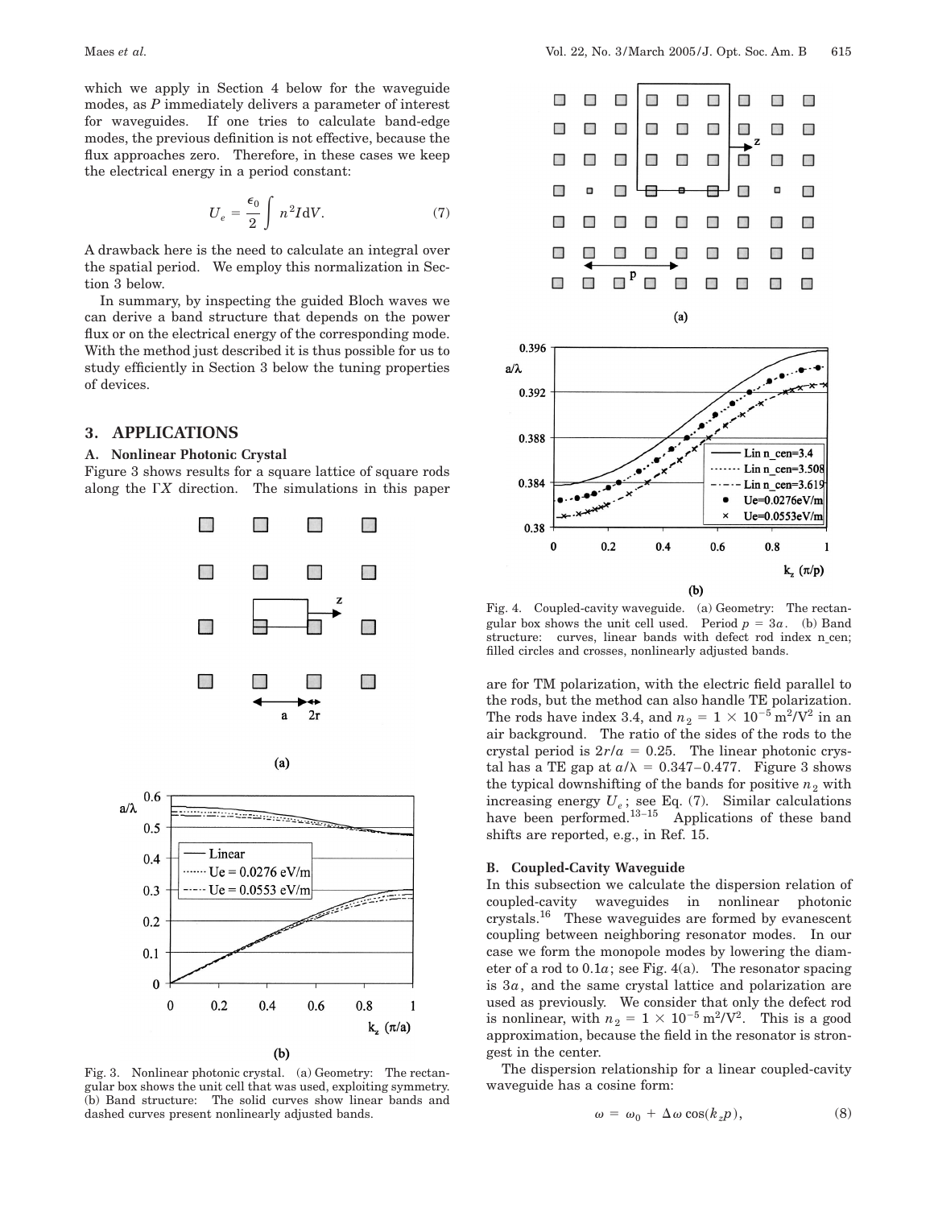which we apply in Section 4 below for the waveguide modes, as $P$ immediately delivers a parameter of interest for waveguides. If one tries to calculate band-edge modes, the previous definition is not effective, because the flux approaches zero. Therefore, in these cases we keep the electrical energy in a period constant:

$$U_e = \frac{\epsilon_0}{2} \int n^2 I \mathrm{d}V. \tag{7}$$

A drawback here is the need to calculate an integral over the spatial period. We employ this normalization in Section 3 below.

In summary, by inspecting the guided Bloch waves we can derive a band structure that depends on the power flux or on the electrical energy of the corresponding mode. With the method just described it is thus possible for us to study efficiently in Section 3 below the tuning properties of devices.

## 3. APPLICATIONS

### A. Nonlinear Photonic Crystal

Figure 3 shows results for a square lattice of square rods along the $\Gamma X$ direction. The simulations in this paper are for TM polarization, with the electric field parallel to the rods, but the method can also handle TE polarization. The rods have index 3.4, and $n_2 = 1 \times 10^{-5}\,\mathrm{m}^2/\mathrm{V}^2$ in an air background. The ratio of the sides of the rods to the crystal period is $2r/a = 0.25$. The linear photonic crystal has a TE gap at $a/\lambda = 0.347$–$0.477$. Figure 3 shows the typical downshifting of the bands for positive $n_2$ with increasing energy $U_e$; see Eq. (7). Similar calculations have been performed.[13–15] Applications of these band shifts are reported, e.g., in Ref. 15.

Fig. 3. Nonlinear photonic crystal. (a) Geometry: The rectangular box shows the unit cell that was used, exploiting symmetry. (b) Band structure: The solid curves show linear bands and dashed curves present nonlinearly adjusted bands.

### B. Coupled-Cavity Waveguide

In this subsection we calculate the dispersion relation of coupled-cavity waveguides in nonlinear photonic crystals.[16] These waveguides are formed by evanescent coupling between neighboring resonator modes. In our case we form the monopole modes by lowering the diameter of a rod to $0.1a$; see Fig. 4(a). The resonator spacing is $3a$, and the same crystal lattice and polarization are used as previously. We consider that only the defect rod is nonlinear, with $n_2 = 1 \times 10^{-5}\,\mathrm{m}^2/\mathrm{V}^2$. This is a good approximation, because the field in the resonator is strongest in the center.

Fig. 4. Coupled-cavity waveguide. (a) Geometry: The rectangular box shows the unit cell used. Period $p = 3a$. (b) Band structure: curves, linear bands with defect rod index n_cen; filled circles and crosses, nonlinearly adjusted bands.

The dispersion relationship for a linear coupled-cavity waveguide has a cosine form:

$$\omega = \omega_0 + \Delta\omega \cos(k_z p), \tag{8}$$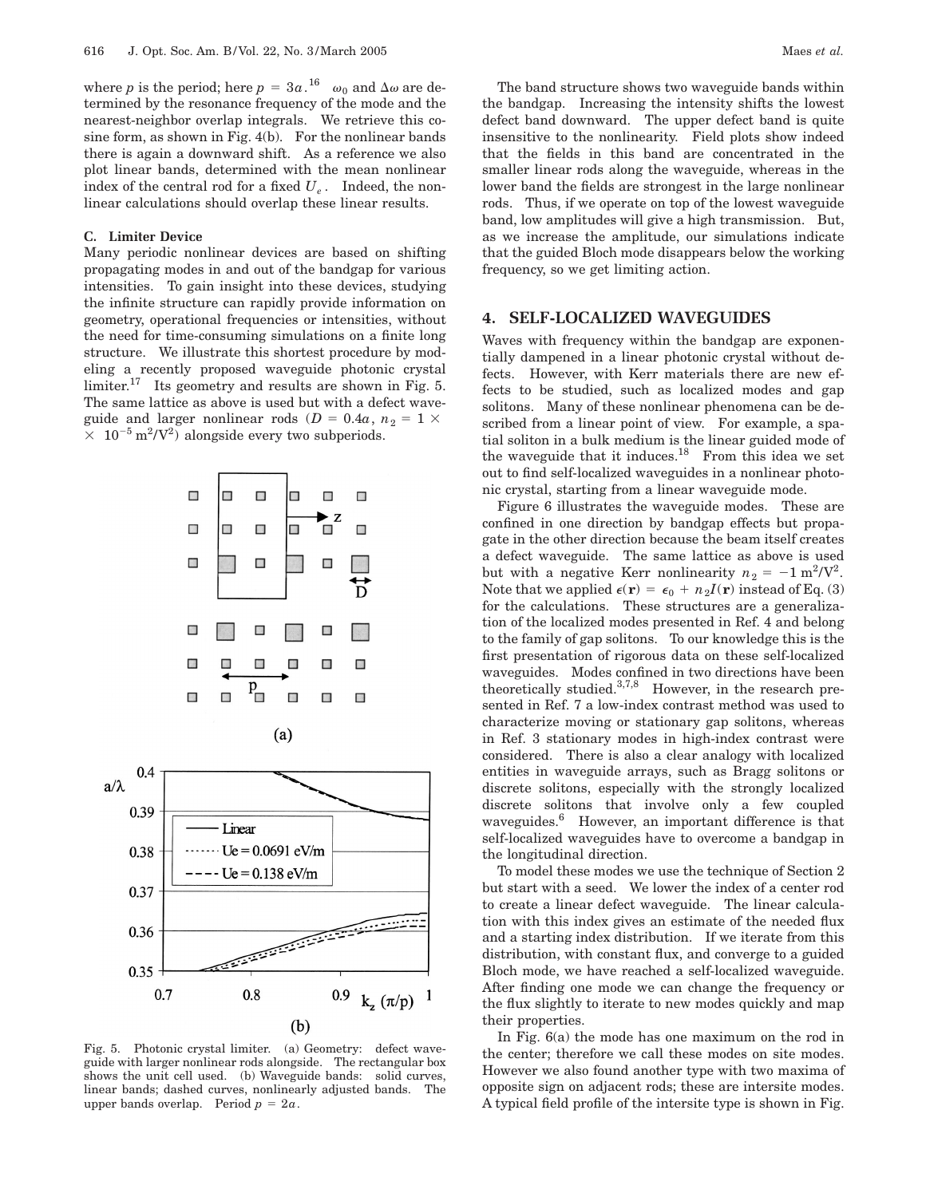where $p$ is the period; here $p = 3a$.[16] $\omega_0$ and $\Delta\omega$ are determined by the resonance frequency of the mode and the nearest-neighbor overlap integrals. We retrieve this cosine form, as shown in Fig. 4(b). For the nonlinear bands there is again a downward shift. As a reference we also plot linear bands, determined with the mean nonlinear index of the central rod for a fixed $U_e$. Indeed, the nonlinear calculations should overlap these linear results.

### C. Limiter Device

Many periodic nonlinear devices are based on shifting propagating modes in and out of the bandgap for various intensities. To gain insight into these devices, studying the infinite structure can rapidly provide information on geometry, operational frequencies or intensities, without the need for time-consuming simulations on a finite long structure. We illustrate this shortest procedure by modeling a recently proposed waveguide photonic crystal limiter.[17] Its geometry and results are shown in Fig. 5. The same lattice as above is used but with a defect waveguide and larger nonlinear rods ($D = 0.4a$, $n_2 = 1 \times \times 10^{-5}\,\mathrm{m^2/V^2}$) alongside every two subperiods.

Fig. 5. Photonic crystal limiter. (a) Geometry: defect waveguide with larger nonlinear rods alongside. The rectangular box shows the unit cell used. (b) Waveguide bands: solid curves, linear bands; dashed curves, nonlinearly adjusted bands. The upper bands overlap. Period $p = 2a$.

The band structure shows two waveguide bands within the bandgap. Increasing the intensity shifts the lowest defect band downward. The upper defect band is quite insensitive to the nonlinearity. Field plots show indeed that the fields in this band are concentrated in the smaller linear rods along the waveguide, whereas in the lower band the fields are strongest in the large nonlinear rods. Thus, if we operate on top of the lowest waveguide band, low amplitudes will give a high transmission. But, as we increase the amplitude, our simulations indicate that the guided Bloch mode disappears below the working frequency, so we get limiting action.

## 4. SELF-LOCALIZED WAVEGUIDES

Waves with frequency within the bandgap are exponentially dampened in a linear photonic crystal without defects. However, with Kerr materials there are new effects to be studied, such as localized modes and gap solitons. Many of these nonlinear phenomena can be described from a linear point of view. For example, a spatial soliton in a bulk medium is the linear guided mode of the waveguide that it induces.[18] From this idea we set out to find self-localized waveguides in a nonlinear photonic crystal, starting from a linear waveguide mode.

Figure 6 illustrates the waveguide modes. These are confined in one direction by bandgap effects but propagate in the other direction because the beam itself creates a defect waveguide. The same lattice as above is used but with a negative Kerr nonlinearity $n_2 = -1\,\mathrm{m^2/V^2}$. Note that we applied $\epsilon(\mathbf{r}) = \epsilon_0 + n_2 I(\mathbf{r})$ instead of Eq. (3) for the calculations. These structures are a generalization of the localized modes presented in Ref. 4 and belong to the family of gap solitons. To our knowledge this is the first presentation of rigorous data on these self-localized waveguides. Modes confined in two directions have been theoretically studied.[3,7,8] However, in the research presented in Ref. 7 a low-index contrast method was used to characterize moving or stationary gap solitons, whereas in Ref. 3 stationary modes in high-index contrast were considered. There is also a clear analogy with localized entities in waveguide arrays, such as Bragg solitons or discrete solitons, especially with the strongly localized discrete solitons that involve only a few coupled waveguides.[6] However, an important difference is that self-localized waveguides have to overcome a bandgap in the longitudinal direction.

To model these modes we use the technique of Section 2 but start with a seed. We lower the index of a center rod to create a linear defect waveguide. The linear calculation with this index gives an estimate of the needed flux and a starting index distribution. If we iterate from this distribution, with constant flux, and converge to a guided Bloch mode, we have reached a self-localized waveguide. After finding one mode we can change the frequency or the flux slightly to iterate to new modes quickly and map their properties.

In Fig. 6(a) the mode has one maximum on the rod in the center; therefore we call these modes on site modes. However we also found another type with two maxima of opposite sign on adjacent rods; these are intersite modes. A typical field profile of the intersite type is shown in Fig.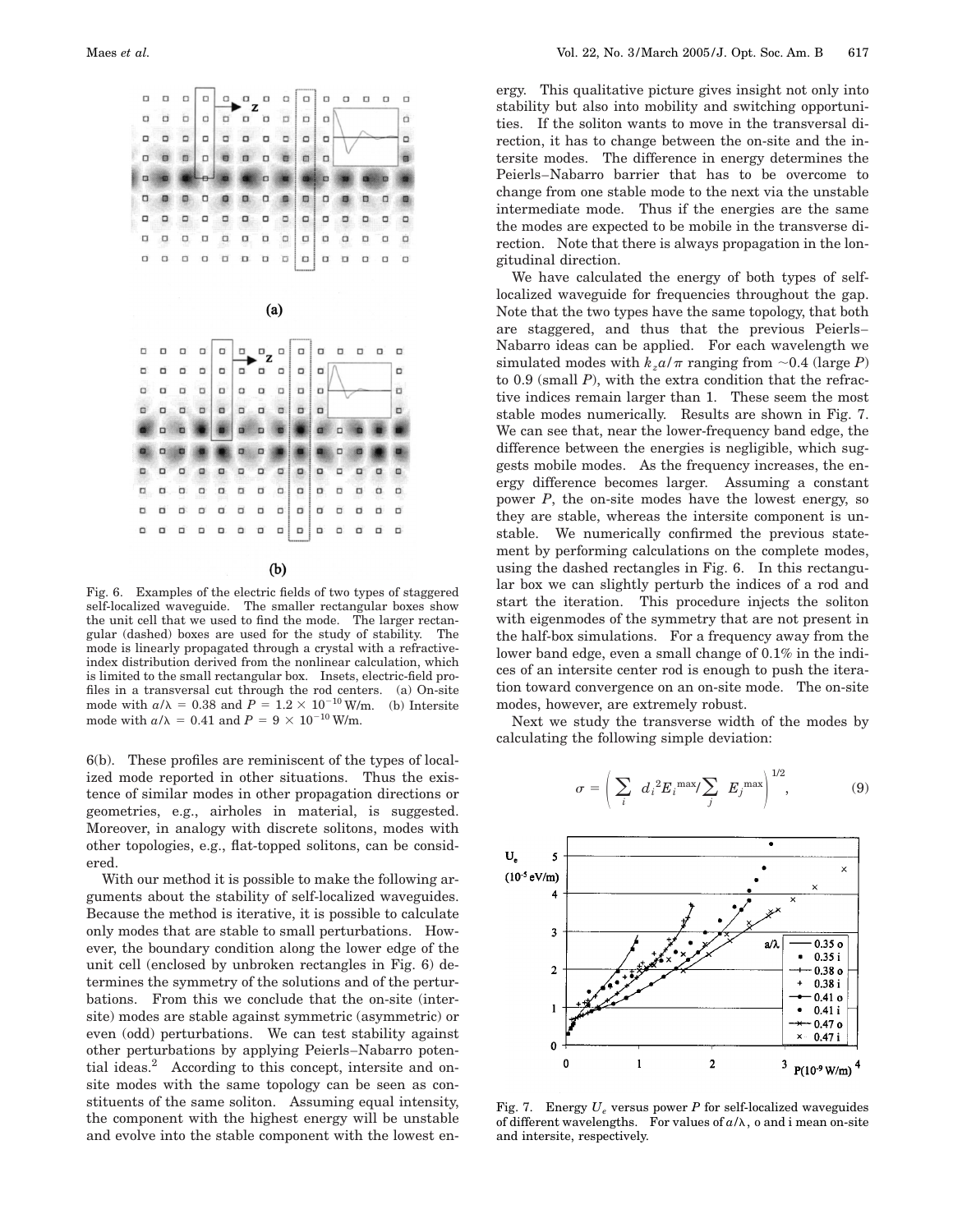Fig. 6. Examples of the electric fields of two types of staggered self-localized waveguide. The smaller rectangular boxes show the unit cell that we used to find the mode. The larger rectangular (dashed) boxes are used for the study of stability. The mode is linearly propagated through a crystal with a refractive-index distribution derived from the nonlinear calculation, which is limited to the small rectangular box. Insets, electric-field profiles in a transversal cut through the rod centers. (a) On-site mode with $a/\lambda = 0.38$ and $P = 1.2 \times 10^{-10}$ W/m. (b) Intersite mode with $a/\lambda = 0.41$ and $P = 9 \times 10^{-10}$ W/m.

6(b). These profiles are reminiscent of the types of localized mode reported in other situations. Thus the existence of similar modes in other propagation directions or geometries, e.g., airholes in material, is suggested. Moreover, in analogy with discrete solitons, modes with other topologies, e.g., flat-topped solitons, can be considered.

With our method it is possible to make the following arguments about the stability of self-localized waveguides. Because the method is iterative, it is possible to calculate only modes that are stable to small perturbations. However, the boundary condition along the lower edge of the unit cell (enclosed by unbroken rectangles in Fig. 6) determines the symmetry of the solutions and of the perturbations. From this we conclude that the on-site (intersite) modes are stable against symmetric (asymmetric) or even (odd) perturbations. We can test stability against other perturbations by applying Peierls–Nabarro potential ideas.[2] According to this concept, intersite and on-site modes with the same topology can be seen as constituents of the same soliton. Assuming equal intensity, the component with the highest energy will be unstable and evolve into the stable component with the lowest energy. This qualitative picture gives insight not only into stability but also into mobility and switching opportunities. If the soliton wants to move in the transversal direction, it has to change between the on-site and the intersite modes. The difference in energy determines the Peierls–Nabarro barrier that has to be overcome to change from one stable mode to the next via the unstable intermediate mode. Thus if the energies are the same the modes are expected to be mobile in the transverse direction. Note that there is always propagation in the longitudinal direction.

We have calculated the energy of both types of self-localized waveguide for frequencies throughout the gap. Note that the two types have the same topology, that both are staggered, and thus that the previous Peierls–Nabarro ideas can be applied. For each wavelength we simulated modes with $k_z a/\pi$ ranging from ~0.4 (large $P$) to 0.9 (small $P$), with the extra condition that the refractive indices remain larger than 1. These seem the most stable modes numerically. Results are shown in Fig. 7. We can see that, near the lower-frequency band edge, the difference between the energies is negligible, which suggests mobile modes. As the frequency increases, the energy difference becomes larger. Assuming a constant power $P$, the on-site modes have the lowest energy, so they are stable, whereas the intersite component is unstable. We numerically confirmed the previous statement by performing calculations on the complete modes, using the dashed rectangles in Fig. 6. In this rectangular box we can slightly perturb the indices of a rod and start the iteration. This procedure injects the soliton with eigenmodes of the symmetry that are not present in the half-box simulations. For a frequency away from the lower band edge, even a small change of 0.1% in the indices of an intersite center rod is enough to push the iteration toward convergence on an on-site mode. The on-site modes, however, are extremely robust.

Next we study the transverse width of the modes by calculating the following simple deviation:

$$\sigma = \left( \sum_i d_i^2 E_i^{\max} / \sum_j E_j^{\max} \right)^{1/2}, \tag{9}$$

Fig. 7. Energy $U_e$ versus power $P$ for self-localized waveguides of different wavelengths. For values of $a/\lambda$, o and i mean on-site and intersite, respectively.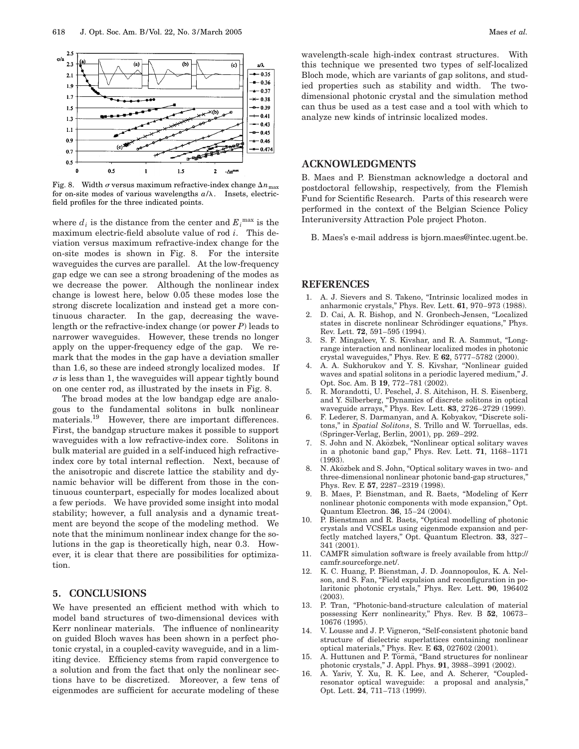Fig. 8. Width $\sigma$ versus maximum refractive-index change $\Delta n_{\max}$ for on-site modes of various wavelengths $a/\lambda$. Insets, electric-field profiles for the three indicated points.

where $d_i$ is the distance from the center and $E_i^{\max}$ is the maximum electric-field absolute value of rod $i$. This deviation versus maximum refractive-index change for the on-site modes is shown in Fig. 8. For the intersite waveguides the curves are parallel. At the low-frequency gap edge we can see a strong broadening of the modes as we decrease the power. Although the nonlinear index change is lowest here, below 0.05 these modes lose the strong discrete localization and instead get a more continuous character. In the gap, decreasing the wavelength or the refractive-index change (or power $P$) leads to narrower waveguides. However, these trends no longer apply on the upper-frequency edge of the gap. We remark that the modes in the gap have a deviation smaller than 1.6, so these are indeed strongly localized modes. If $\sigma$ is less than 1, the waveguides will appear tightly bound on one center rod, as illustrated by the insets in Fig. 8.

The broad modes at the low bandgap edge are analogous to the fundamental solitons in bulk nonlinear materials.[19] However, there are important differences. First, the bandgap structure makes it possible to support waveguides with a low refractive-index core. Solitons in bulk material are guided in a self-induced high refractive-index core by total internal reflection. Next, because of the anisotropic and discrete lattice the stability and dynamic behavior will be different from those in the continuous counterpart, especially for modes localized about a few periods. We have provided some insight into modal stability; however, a full analysis and a dynamic treatment are beyond the scope of the modeling method. We note that the minimum nonlinear index change for the solutions in the gap is theoretically high, near 0.3. However, it is clear that there are possibilities for optimization.

## 5. CONCLUSIONS

We have presented an efficient method with which to model band structures of two-dimensional devices with Kerr nonlinear materials. The influence of nonlinearity on guided Bloch waves has been shown in a perfect photonic crystal, in a coupled-cavity waveguide, and in a limiting device. Efficiency stems from rapid convergence to a solution and from the fact that only the nonlinear sections have to be discretized. Moreover, a few tens of eigenmodes are sufficient for accurate modeling of these wavelength-scale high-index contrast structures. With this technique we presented two types of self-localized Bloch mode, which are variants of gap solitons, and studied properties such as stability and width. The two-dimensional photonic crystal and the simulation method can thus be used as a test case and a tool with which to analyze new kinds of intrinsic localized modes.

## ACKNOWLEDGMENTS

B. Maes and P. Bienstman acknowledge a doctoral and postdoctoral fellowship, respectively, from the Flemish Fund for Scientific Research. Parts of this research were performed in the context of the Belgian Science Policy Interuniversity Attraction Pole project Photon.

B. Maes's e-mail address is bjorn.maes@intec.ugent.be.

## REFERENCES

1. A. J. Sievers and S. Takeno, "Intrinsic localized modes in anharmonic crystals," Phys. Rev. Lett. **61**, 970–973 (1988).
2. D. Cai, A. R. Bishop, and N. Gronbech-Jensen, "Localized states in discrete nonlinear Schrödinger equations," Phys. Rev. Lett. **72**, 591–595 (1994).
3. S. F. Mingaleev, Y. S. Kivshar, and R. A. Sammut, "Long-range interaction and nonlinear localized modes in photonic crystal waveguides," Phys. Rev. E **62**, 5777–5782 (2000).
4. A. A. Sukhorukov and Y. S. Kivshar, "Nonlinear guided waves and spatial solitons in a periodic layered medium," J. Opt. Soc. Am. B **19**, 772–781 (2002).
5. R. Morandotti, U. Peschel, J. S. Aitchison, H. S. Eisenberg, and Y. Silberberg, "Dynamics of discrete solitons in optical waveguide arrays," Phys. Rev. Lett. **83**, 2726–2729 (1999).
6. F. Lederer, S. Darmanyan, and A. Kobyakov, "Discrete solitons," in *Spatial Solitons*, S. Trillo and W. Torruellas, eds. (Springer-Verlag, Berlin, 2001), pp. 269–292.
7. S. John and N. Aközbek, "Nonlinear optical solitary waves in a photonic band gap," Phys. Rev. Lett. **71**, 1168–1171 (1993).
8. N. Aközbek and S. John, "Optical solitary waves in two- and three-dimensional nonlinear photonic band-gap structures," Phys. Rev. E **57**, 2287–2319 (1998).
9. B. Maes, P. Bienstman, and R. Baets, "Modeling of Kerr nonlinear photonic components with mode expansion," Opt. Quantum Electron. **36**, 15–24 (2004).
10. P. Bienstman and R. Baets, "Optical modelling of photonic crystals and VCSELs using eigenmode expansion and perfectly matched layers," Opt. Quantum Electron. **33**, 327–341 (2001).
11. CAMFR simulation software is freely available from http://camfr.sourceforge.net/.
12. K. C. Huang, P. Bienstman, J. D. Joannopoulos, K. A. Nelson, and S. Fan, "Field expulsion and reconfiguration in polaritonic photonic crystals," Phys. Rev. Lett. **90**, 196402 (2003).
13. P. Tran, "Photonic-band-structure calculation of material possessing Kerr nonlinearity," Phys. Rev. B **52**, 10673–10676 (1995).
14. V. Lousse and J. P. Vigneron, "Self-consistent photonic band structure of dielectric superlattices containing nonlinear optical materials," Phys. Rev. E **63**, 027602 (2001).
15. A. Huttunen and P. Törmä, "Band structures for nonlinear photonic crystals," J. Appl. Phys. **91**, 3988–3991 (2002).
16. A. Yariv, Y. Xu, R. K. Lee, and A. Scherer, "Coupled-resonator optical waveguide: a proposal and analysis," Opt. Lett. **24**, 711–713 (1999).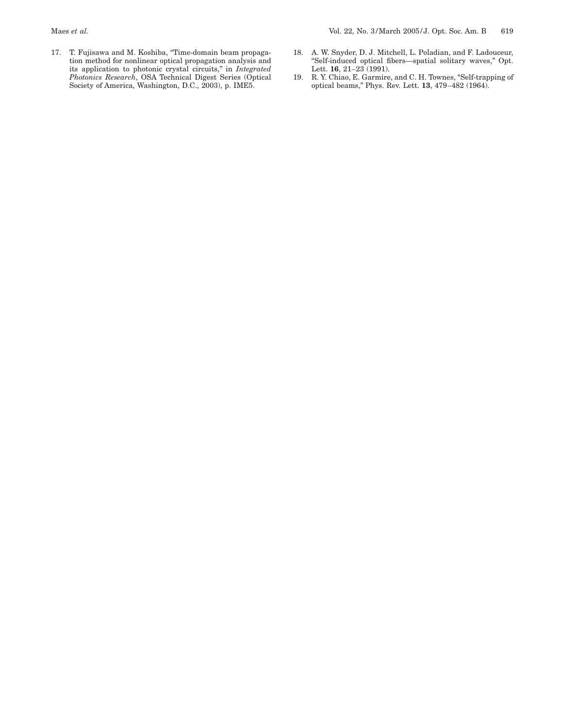17. T. Fujisawa and M. Koshiba, "Time-domain beam propagation method for nonlinear optical propagation analysis and its application to photonic crystal circuits," in *Integrated Photonics Research*, OSA Technical Digest Series (Optical Society of America, Washington, D.C., 2003), p. IME5.
18. A. W. Snyder, D. J. Mitchell, L. Poladian, and F. Ladouceur, "Self-induced optical fibers—spatial solitary waves," Opt. Lett. **16**, 21–23 (1991).
19. R. Y. Chiao, E. Garmire, and C. H. Townes, "Self-trapping of optical beams," Phys. Rev. Lett. **13**, 479–482 (1964).